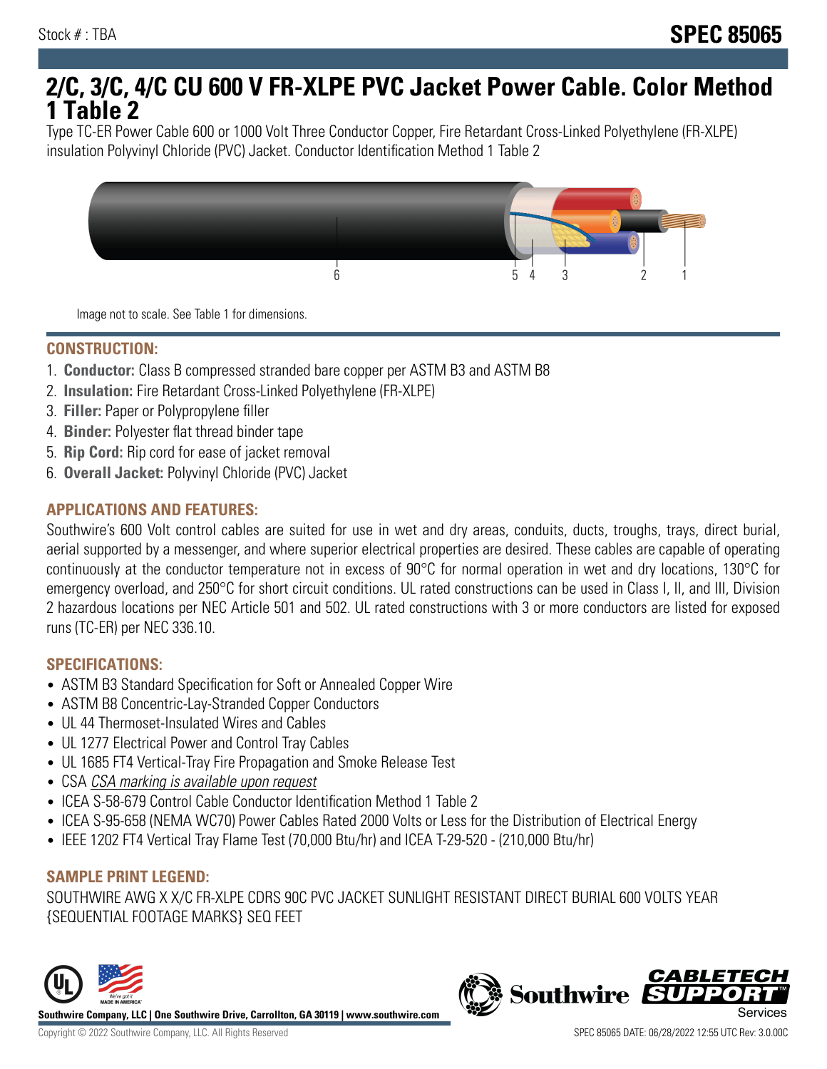Stock # : TBA

# SPEC 85065

## 2/C, 3/C, 4/C CU 600 V FR-XLPE PVC Jacket Power Cable. Color Method 1 Table 2

Type TC-ER Power Cable 600 or 1000 Volt Three Conductor Copper, Fire Retardant Cross-Linked Polyethylene (FR-XLPE) insulation Polyvinyl Chloride (PVC) Jacket. Conductor Identification Method 1 Table 2

Image not to scale. See Table 1 for dimensions.

### CONSTRUCTION:

1. **Conductor:** Class B compressed stranded bare copper per ASTM B3 and ASTM B8
2. **Insulation:** Fire Retardant Cross-Linked Polyethylene (FR-XLPE)
3. **Filler:** Paper or Polypropylene filler
4. **Binder:** Polyester flat thread binder tape
5. **Rip Cord:** Rip cord for ease of jacket removal
6. **Overall Jacket:** Polyvinyl Chloride (PVC) Jacket

### APPLICATIONS AND FEATURES:

Southwire's 600 Volt control cables are suited for use in wet and dry areas, conduits, ducts, troughs, trays, direct burial, aerial supported by a messenger, and where superior electrical properties are desired. These cables are capable of operating continuously at the conductor temperature not in excess of 90°C for normal operation in wet and dry locations, 130°C for emergency overload, and 250°C for short circuit conditions. UL rated constructions can be used in Class I, II, and III, Division 2 hazardous locations per NEC Article 501 and 502. UL rated constructions with 3 or more conductors are listed for exposed runs (TC-ER) per NEC 336.10.

### SPECIFICATIONS:

- ASTM B3 Standard Specification for Soft or Annealed Copper Wire
- ASTM B8 Concentric-Lay-Stranded Copper Conductors
- UL 44 Thermoset-Insulated Wires and Cables
- UL 1277 Electrical Power and Control Tray Cables
- UL 1685 FT4 Vertical-Tray Fire Propagation and Smoke Release Test
- CSA *CSA marking is available upon request*
- ICEA S-58-679 Control Cable Conductor Identification Method 1 Table 2
- ICEA S-95-658 (NEMA WC70) Power Cables Rated 2000 Volts or Less for the Distribution of Electrical Energy
- IEEE 1202 FT4 Vertical Tray Flame Test (70,000 Btu/hr) and ICEA T-29-520 - (210,000 Btu/hr)

### SAMPLE PRINT LEGEND:

SOUTHWIRE AWG X X/C FR-XLPE CDRS 90C PVC JACKET SUNLIGHT RESISTANT DIRECT BURIAL 600 VOLTS YEAR {SEQUENTIAL FOOTAGE MARKS} SEQ FEET

**Southwire Company, LLC | One Southwire Drive, Carrollton, GA 30119 | www.southwire.com**

Copyright © 2022 Southwire Company, LLC. All Rights Reserved

SPEC 85065 DATE: 06/28/2022 12:55 UTC Rev: 3.0.00C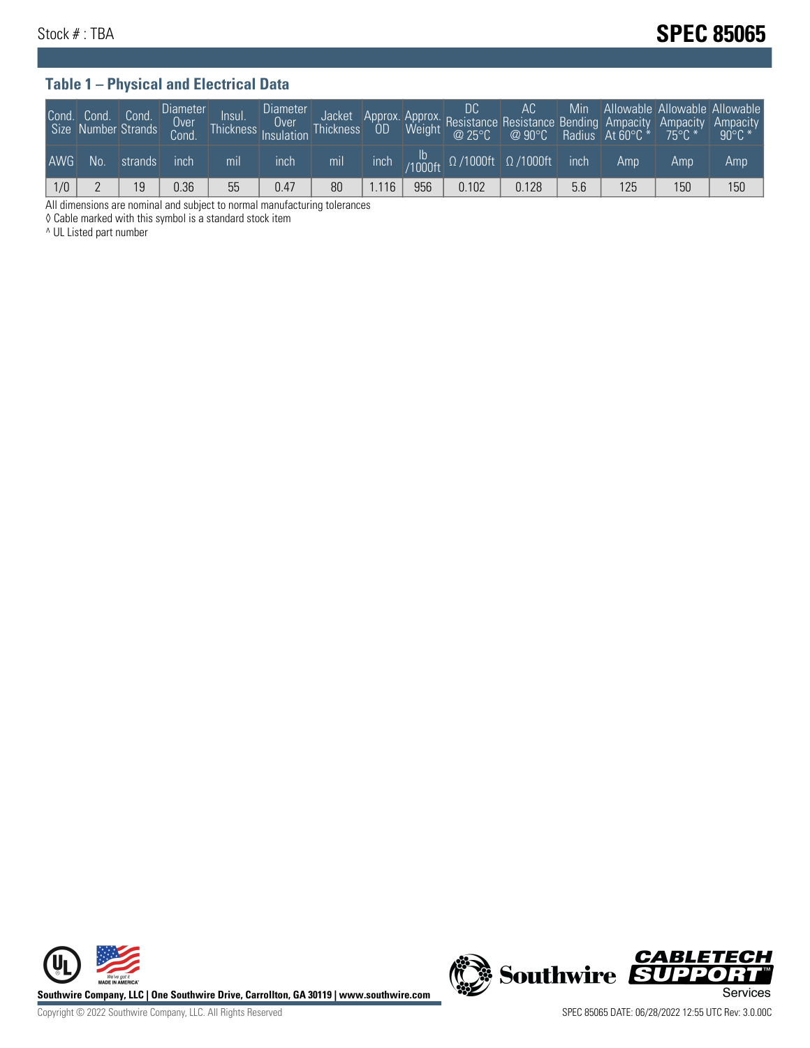### Table 1 – Physical and Electrical Data

| Cond. Size | Cond. Number | Cond. Strands | Diameter Over Cond. | Insul. Thickness | Diameter Over Insulation | Jacket Thickness | Approx. OD | Approx. Weight | DC Resistance @ 25°C | AC Resistance @ 90°C | Min Bending Radius | Allowable Ampacity At 60°C * | Allowable Ampacity 75°C * | Allowable Ampacity 90°C * |
|---|---|---|---|---|---|---|---|---|---|---|---|---|---|---|
| AWG | No. | strands | inch | mil | inch | mil | inch | lb /1000ft | Ω /1000ft | Ω /1000ft | inch | Amp | Amp | Amp |
| 1/0 | 2 | 19 | 0.36 | 55 | 0.47 | 80 | 1.116 | 956 | 0.102 | 0.128 | 5.6 | 125 | 150 | 150 |

All dimensions are nominal and subject to normal manufacturing tolerances

◊ Cable marked with this symbol is a standard stock item

^ UL Listed part number

Southwire Company, LLC | One Southwire Drive, Carrollton, GA 30119 | www.southwire.com

Copyright © 2022 Southwire Company, LLC. All Rights Reserved